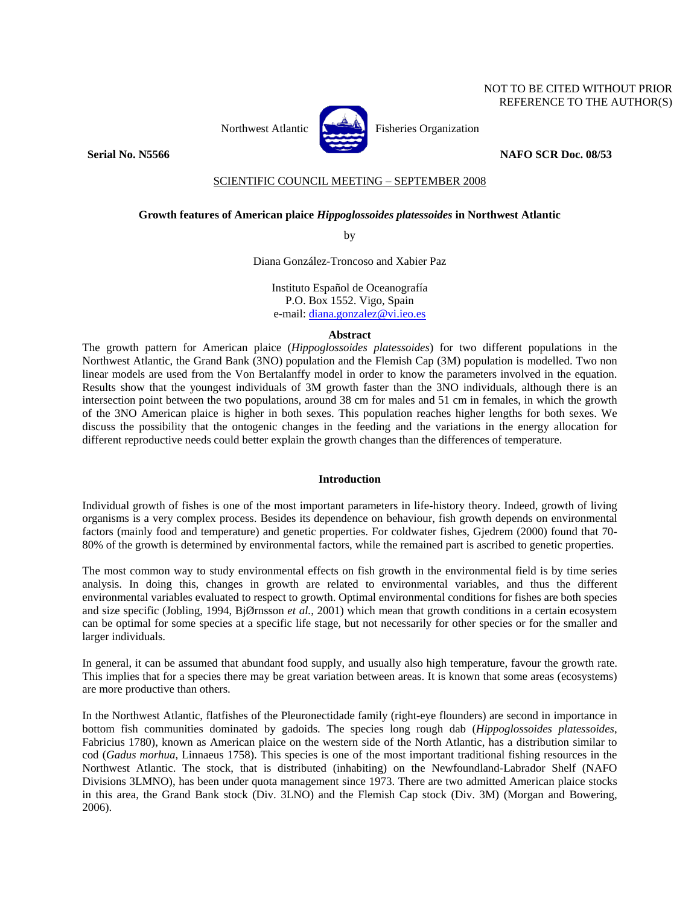NOT TO BE CITED WITHOUT PRIOR REFERENCE TO THE AUTHOR(S)

Northwest Atlantic Fisheries Organization

**Serial No. N5566** **NAFO SCR Doc. 08/53**

SCIENTIFIC COUNCIL MEETING – SEPTEMBER 2008

## Growth features of American plaice *Hippoglossoides platessoides* in Northwest Atlantic

by

Diana González-Troncoso and Xabier Paz

Instituto Español de Oceanografía
P.O. Box 1552. Vigo, Spain
e-mail: diana.gonzalez@vi.ieo.es

### Abstract

The growth pattern for American plaice (*Hippoglossoides platessoides*) for two different populations in the Northwest Atlantic, the Grand Bank (3NO) population and the Flemish Cap (3M) population is modelled. Two non linear models are used from the Von Bertalanffy model in order to know the parameters involved in the equation. Results show that the youngest individuals of 3M growth faster than the 3NO individuals, although there is an intersection point between the two populations, around 38 cm for males and 51 cm in females, in which the growth of the 3NO American plaice is higher in both sexes. This population reaches higher lengths for both sexes. We discuss the possibility that the ontogenic changes in the feeding and the variations in the energy allocation for different reproductive needs could better explain the growth changes than the differences of temperature.

### Introduction

Individual growth of fishes is one of the most important parameters in life-history theory. Indeed, growth of living organisms is a very complex process. Besides its dependence on behaviour, fish growth depends on environmental factors (mainly food and temperature) and genetic properties. For coldwater fishes, Gjedrem (2000) found that 70-80% of the growth is determined by environmental factors, while the remained part is ascribed to genetic properties.

The most common way to study environmental effects on fish growth in the environmental field is by time series analysis. In doing this, changes in growth are related to environmental variables, and thus the different environmental variables evaluated to respect to growth. Optimal environmental conditions for fishes are both species and size specific (Jobling, 1994, BjØrnsson *et al.*, 2001) which mean that growth conditions in a certain ecosystem can be optimal for some species at a specific life stage, but not necessarily for other species or for the smaller and larger individuals.

In general, it can be assumed that abundant food supply, and usually also high temperature, favour the growth rate. This implies that for a species there may be great variation between areas. It is known that some areas (ecosystems) are more productive than others.

In the Northwest Atlantic, flatfishes of the Pleuronectidade family (right-eye flounders) are second in importance in bottom fish communities dominated by gadoids. The species long rough dab (*Hippoglossoides platessoides*, Fabricius 1780), known as American plaice on the western side of the North Atlantic, has a distribution similar to cod (*Gadus morhua*, Linnaeus 1758). This species is one of the most important traditional fishing resources in the Northwest Atlantic. The stock, that is distributed (inhabiting) on the Newfoundland-Labrador Shelf (NAFO Divisions 3LMNO), has been under quota management since 1973. There are two admitted American plaice stocks in this area, the Grand Bank stock (Div. 3LNO) and the Flemish Cap stock (Div. 3M) (Morgan and Bowering, 2006).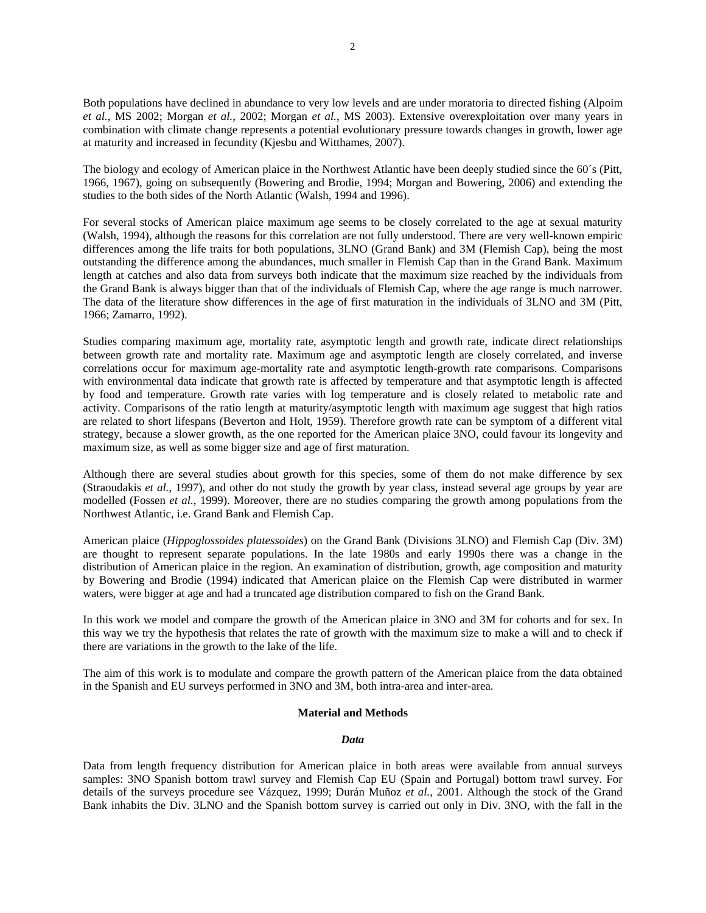Both populations have declined in abundance to very low levels and are under moratoria to directed fishing (Alpoim *et al.*, MS 2002; Morgan *et al.*, 2002; Morgan *et al.*, MS 2003). Extensive overexploitation over many years in combination with climate change represents a potential evolutionary pressure towards changes in growth, lower age at maturity and increased in fecundity (Kjesbu and Witthames, 2007).

The biology and ecology of American plaice in the Northwest Atlantic have been deeply studied since the 60´s (Pitt, 1966, 1967), going on subsequently (Bowering and Brodie, 1994; Morgan and Bowering, 2006) and extending the studies to the both sides of the North Atlantic (Walsh, 1994 and 1996).

For several stocks of American plaice maximum age seems to be closely correlated to the age at sexual maturity (Walsh, 1994), although the reasons for this correlation are not fully understood. There are very well-known empiric differences among the life traits for both populations, 3LNO (Grand Bank) and 3M (Flemish Cap), being the most outstanding the difference among the abundances, much smaller in Flemish Cap than in the Grand Bank. Maximum length at catches and also data from surveys both indicate that the maximum size reached by the individuals from the Grand Bank is always bigger than that of the individuals of Flemish Cap, where the age range is much narrower. The data of the literature show differences in the age of first maturation in the individuals of 3LNO and 3M (Pitt, 1966; Zamarro, 1992).

Studies comparing maximum age, mortality rate, asymptotic length and growth rate, indicate direct relationships between growth rate and mortality rate. Maximum age and asymptotic length are closely correlated, and inverse correlations occur for maximum age-mortality rate and asymptotic length-growth rate comparisons. Comparisons with environmental data indicate that growth rate is affected by temperature and that asymptotic length is affected by food and temperature. Growth rate varies with log temperature and is closely related to metabolic rate and activity. Comparisons of the ratio length at maturity/asymptotic length with maximum age suggest that high ratios are related to short lifespans (Beverton and Holt, 1959). Therefore growth rate can be symptom of a different vital strategy, because a slower growth, as the one reported for the American plaice 3NO, could favour its longevity and maximum size, as well as some bigger size and age of first maturation.

Although there are several studies about growth for this species, some of them do not make difference by sex (Straoudakis *et al.*, 1997), and other do not study the growth by year class, instead several age groups by year are modelled (Fossen *et al.*, 1999). Moreover, there are no studies comparing the growth among populations from the Northwest Atlantic, i.e. Grand Bank and Flemish Cap.

American plaice (*Hippoglossoides platessoides*) on the Grand Bank (Divisions 3LNO) and Flemish Cap (Div. 3M) are thought to represent separate populations. In the late 1980s and early 1990s there was a change in the distribution of American plaice in the region. An examination of distribution, growth, age composition and maturity by Bowering and Brodie (1994) indicated that American plaice on the Flemish Cap were distributed in warmer waters, were bigger at age and had a truncated age distribution compared to fish on the Grand Bank.

In this work we model and compare the growth of the American plaice in 3NO and 3M for cohorts and for sex. In this way we try the hypothesis that relates the rate of growth with the maximum size to make a will and to check if there are variations in the growth to the lake of the life.

The aim of this work is to modulate and compare the growth pattern of the American plaice from the data obtained in the Spanish and EU surveys performed in 3NO and 3M, both intra-area and inter-area.

## Material and Methods

### *Data*

Data from length frequency distribution for American plaice in both areas were available from annual surveys samples: 3NO Spanish bottom trawl survey and Flemish Cap EU (Spain and Portugal) bottom trawl survey. For details of the surveys procedure see Vázquez, 1999; Durán Muñoz *et al.*, 2001. Although the stock of the Grand Bank inhabits the Div. 3LNO and the Spanish bottom survey is carried out only in Div. 3NO, with the fall in the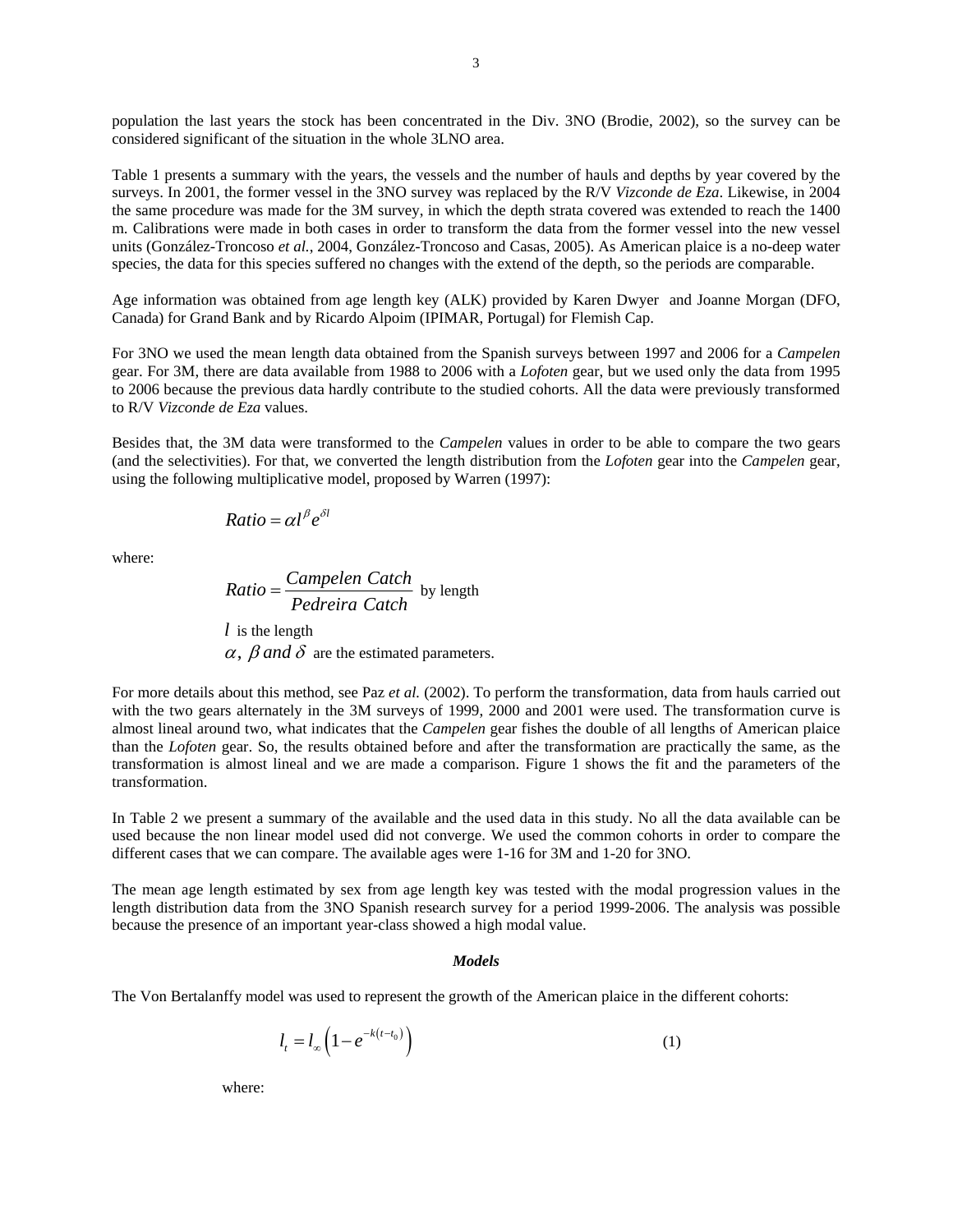population the last years the stock has been concentrated in the Div. 3NO (Brodie, 2002), so the survey can be considered significant of the situation in the whole 3LNO area.

Table 1 presents a summary with the years, the vessels and the number of hauls and depths by year covered by the surveys. In 2001, the former vessel in the 3NO survey was replaced by the R/V *Vizconde de Eza*. Likewise, in 2004 the same procedure was made for the 3M survey, in which the depth strata covered was extended to reach the 1400 m. Calibrations were made in both cases in order to transform the data from the former vessel into the new vessel units (González-Troncoso *et al.*, 2004, González-Troncoso and Casas, 2005). As American plaice is a no-deep water species, the data for this species suffered no changes with the extend of the depth, so the periods are comparable.

Age information was obtained from age length key (ALK) provided by Karen Dwyer and Joanne Morgan (DFO, Canada) for Grand Bank and by Ricardo Alpoim (IPIMAR, Portugal) for Flemish Cap.

For 3NO we used the mean length data obtained from the Spanish surveys between 1997 and 2006 for a *Campelen* gear. For 3M, there are data available from 1988 to 2006 with a *Lofoten* gear, but we used only the data from 1995 to 2006 because the previous data hardly contribute to the studied cohorts. All the data were previously transformed to R/V *Vizconde de Eza* values.

Besides that, the 3M data were transformed to the *Campelen* values in order to be able to compare the two gears (and the selectivities). For that, we converted the length distribution from the *Lofoten* gear into the *Campelen* gear, using the following multiplicative model, proposed by Warren (1997):

$$Ratio = \alpha l^{\beta} e^{\delta l}$$

where:

$$Ratio = \frac{Campelen\ Catch}{Pedreira\ Catch} \text{ by length}$$

$l$ is the length

$\alpha,\ \beta\ and\ \delta$ are the estimated parameters.

For more details about this method, see Paz *et al.* (2002). To perform the transformation, data from hauls carried out with the two gears alternately in the 3M surveys of 1999, 2000 and 2001 were used. The transformation curve is almost lineal around two, what indicates that the *Campelen* gear fishes the double of all lengths of American plaice than the *Lofoten* gear. So, the results obtained before and after the transformation are practically the same, as the transformation is almost lineal and we are made a comparison. Figure 1 shows the fit and the parameters of the transformation.

In Table 2 we present a summary of the available and the used data in this study. No all the data available can be used because the non linear model used did not converge. We used the common cohorts in order to compare the different cases that we can compare. The available ages were 1-16 for 3M and 1-20 for 3NO.

The mean age length estimated by sex from age length key was tested with the modal progression values in the length distribution data from the 3NO Spanish research survey for a period 1999-2006. The analysis was possible because the presence of an important year-class showed a high modal value.

### *Models*

The Von Bertalanffy model was used to represent the growth of the American plaice in the different cohorts:

$$l_t = l_\infty \left(1 - e^{-k(t-t_0)}\right) \qquad (1)$$

where: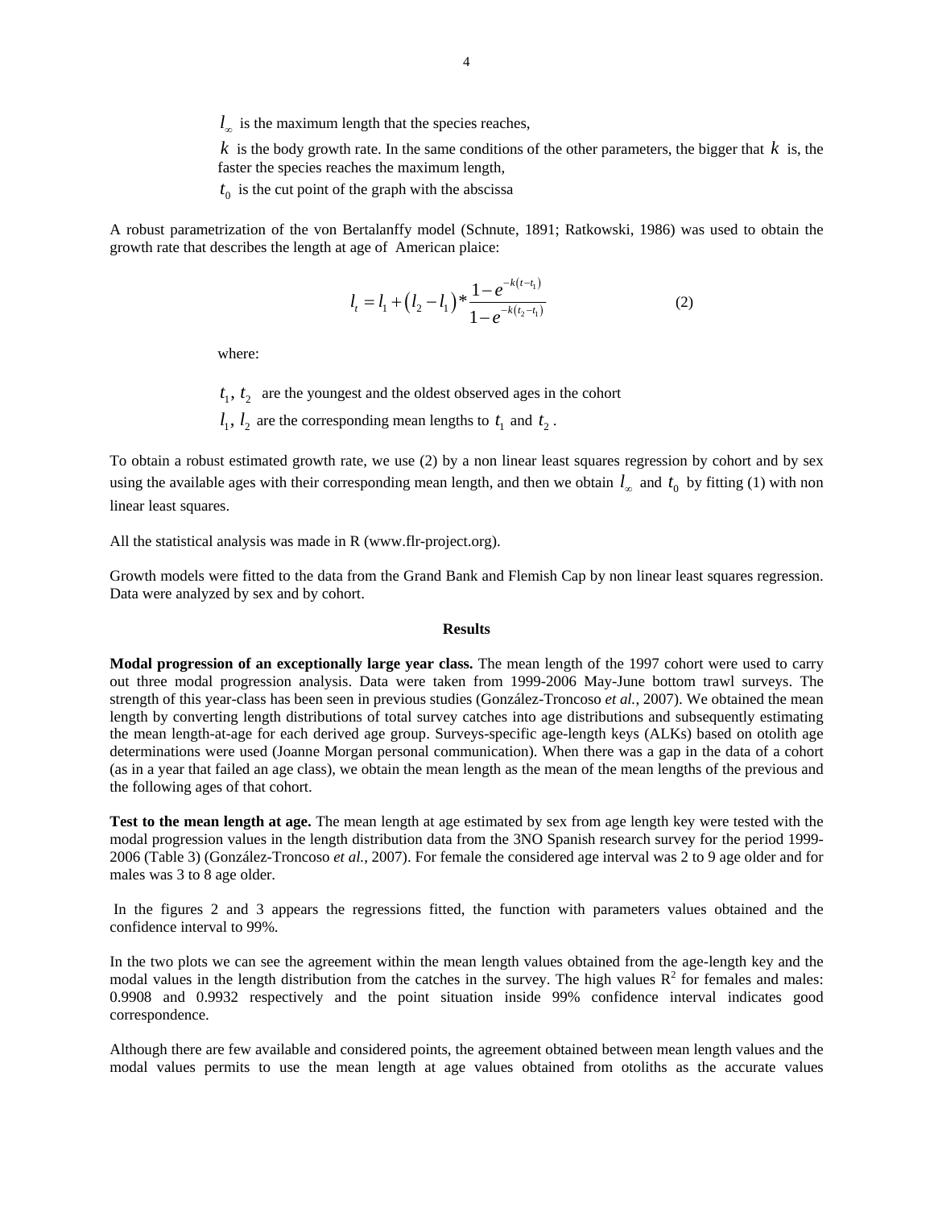$l_\infty$ is the maximum length that the species reaches,

$k$ is the body growth rate. In the same conditions of the other parameters, the bigger that $k$ is, the faster the species reaches the maximum length,

$t_0$ is the cut point of the graph with the abscissa

A robust parametrization of the von Bertalanffy model (Schnute, 1891; Ratkowski, 1986) was used to obtain the growth rate that describes the length at age of American plaice:

$$l_t = l_1 + \left(l_2 - l_1\right) * \frac{1 - e^{-k(t - t_1)}}{1 - e^{-k(t_2 - t_1)}} \tag{2}$$

where:

$t_1$, $t_2$ are the youngest and the oldest observed ages in the cohort

$l_1$, $l_2$ are the corresponding mean lengths to $t_1$ and $t_2$.

To obtain a robust estimated growth rate, we use (2) by a non linear least squares regression by cohort and by sex using the available ages with their corresponding mean length, and then we obtain $l_\infty$ and $t_0$ by fitting (1) with non linear least squares.

All the statistical analysis was made in R (www.flr-project.org).

Growth models were fitted to the data from the Grand Bank and Flemish Cap by non linear least squares regression. Data were analyzed by sex and by cohort.

## Results

**Modal progression of an exceptionally large year class.** The mean length of the 1997 cohort were used to carry out three modal progression analysis. Data were taken from 1999-2006 May-June bottom trawl surveys. The strength of this year-class has been seen in previous studies (González-Troncoso *et al.*, 2007). We obtained the mean length by converting length distributions of total survey catches into age distributions and subsequently estimating the mean length-at-age for each derived age group. Surveys-specific age-length keys (ALKs) based on otolith age determinations were used (Joanne Morgan personal communication). When there was a gap in the data of a cohort (as in a year that failed an age class), we obtain the mean length as the mean of the mean lengths of the previous and the following ages of that cohort.

**Test to the mean length at age.** The mean length at age estimated by sex from age length key were tested with the modal progression values in the length distribution data from the 3NO Spanish research survey for the period 1999-2006 (Table 3) (González-Troncoso *et al.*, 2007). For female the considered age interval was 2 to 9 age older and for males was 3 to 8 age older.

In the figures 2 and 3 appears the regressions fitted, the function with parameters values obtained and the confidence interval to 99%.

In the two plots we can see the agreement within the mean length values obtained from the age-length key and the modal values in the length distribution from the catches in the survey. The high values $R^2$ for females and males: 0.9908 and 0.9932 respectively and the point situation inside 99% confidence interval indicates good correspondence.

Although there are few available and considered points, the agreement obtained between mean length values and the modal values permits to use the mean length at age values obtained from otoliths as the accurate values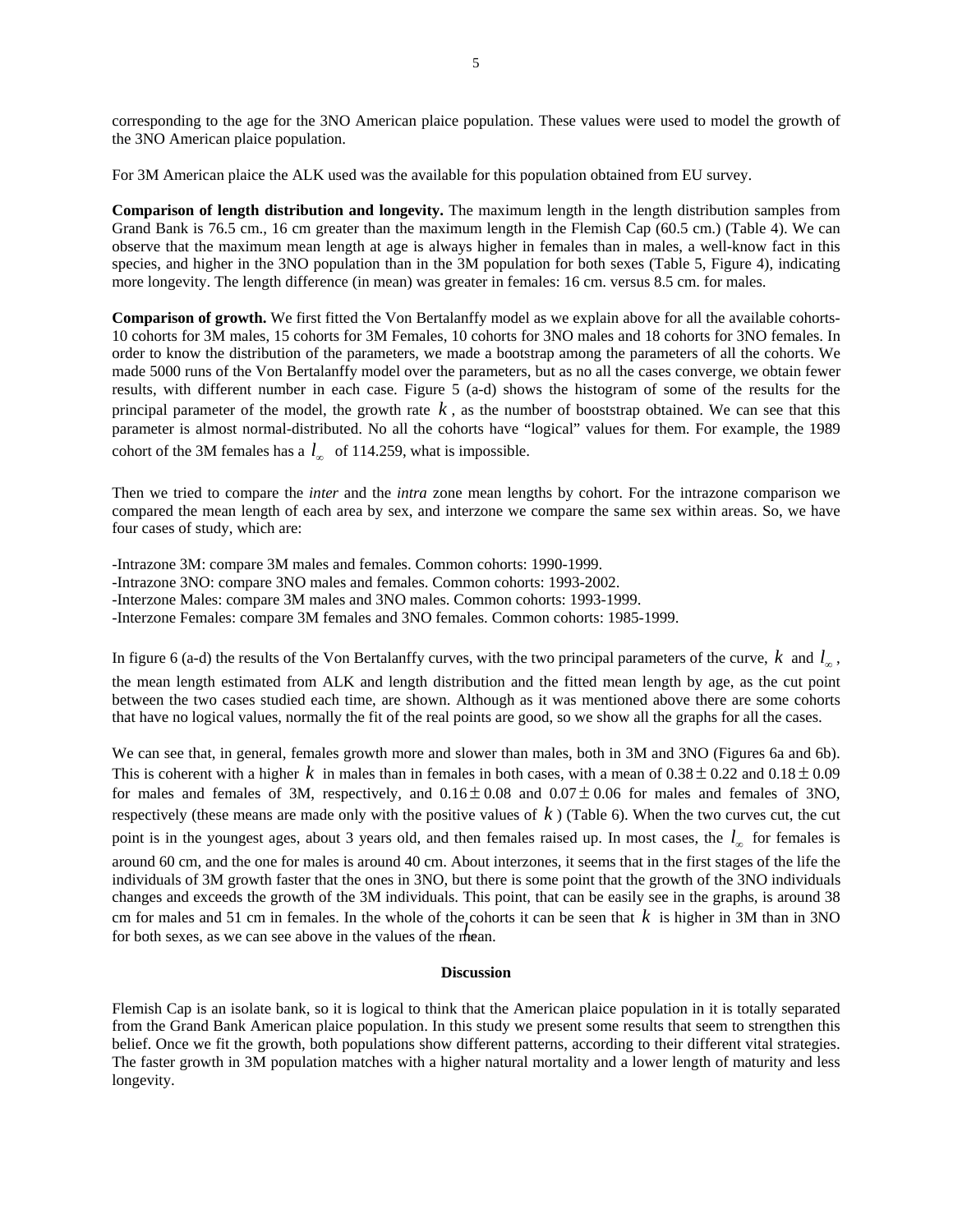corresponding to the age for the 3NO American plaice population. These values were used to model the growth of the 3NO American plaice population.

For 3M American plaice the ALK used was the available for this population obtained from EU survey.

**Comparison of length distribution and longevity.** The maximum length in the length distribution samples from Grand Bank is 76.5 cm., 16 cm greater than the maximum length in the Flemish Cap (60.5 cm.) (Table 4). We can observe that the maximum mean length at age is always higher in females than in males, a well-know fact in this species, and higher in the 3NO population than in the 3M population for both sexes (Table 5, Figure 4), indicating more longevity. The length difference (in mean) was greater in females: 16 cm. versus 8.5 cm. for males.

**Comparison of growth.** We first fitted the Von Bertalanffy model as we explain above for all the available cohorts- 10 cohorts for 3M males, 15 cohorts for 3M Females, 10 cohorts for 3NO males and 18 cohorts for 3NO females. In order to know the distribution of the parameters, we made a bootstrap among the parameters of all the cohorts. We made 5000 runs of the Von Bertalanffy model over the parameters, but as no all the cases converge, we obtain fewer results, with different number in each case. Figure 5 (a-d) shows the histogram of some of the results for the principal parameter of the model, the growth rate $k$, as the number of booststrap obtained. We can see that this parameter is almost normal-distributed. No all the cohorts have "logical" values for them. For example, the 1989 cohort of the 3M females has a $l_\infty$ of 114.259, what is impossible.

Then we tried to compare the *inter* and the *intra* zone mean lengths by cohort. For the intrazone comparison we compared the mean length of each area by sex, and interzone we compare the same sex within areas. So, we have four cases of study, which are:

-Intrazone 3M: compare 3M males and females. Common cohorts: 1990-1999.
-Intrazone 3NO: compare 3NO males and females. Common cohorts: 1993-2002.
-Interzone Males: compare 3M males and 3NO males. Common cohorts: 1993-1999.
-Interzone Females: compare 3M females and 3NO females. Common cohorts: 1985-1999.

In figure 6 (a-d) the results of the Von Bertalanffy curves, with the two principal parameters of the curve, $k$ and $l_\infty$, the mean length estimated from ALK and length distribution and the fitted mean length by age, as the cut point between the two cases studied each time, are shown. Although as it was mentioned above there are some cohorts that have no logical values, normally the fit of the real points are good, so we show all the graphs for all the cases.

We can see that, in general, females growth more and slower than males, both in 3M and 3NO (Figures 6a and 6b). This is coherent with a higher $k$ in males than in females in both cases, with a mean of $0.38 \pm 0.22$ and $0.18 \pm 0.09$ for males and females of 3M, respectively, and $0.16 \pm 0.08$ and $0.07 \pm 0.06$ for males and females of 3NO, respectively (these means are made only with the positive values of $k$) (Table 6). When the two curves cut, the cut point is in the youngest ages, about 3 years old, and then females raised up. In most cases, the $l_\infty$ for females is around 60 cm, and the one for males is around 40 cm. About interzones, it seems that in the first stages of the life the individuals of 3M growth faster that the ones in 3NO, but there is some point that the growth of the 3NO individuals changes and exceeds the growth of the 3M individuals. This point, that can be easily see in the graphs, is around 38 cm for males and 51 cm in females. In the whole of the cohorts it can be seen that $k$ is higher in 3M than in 3NO for both sexes, as we can see above in the values of the mean.

## Discussion

Flemish Cap is an isolate bank, so it is logical to think that the American plaice population in it is totally separated from the Grand Bank American plaice population. In this study we present some results that seem to strengthen this belief. Once we fit the growth, both populations show different patterns, according to their different vital strategies. The faster growth in 3M population matches with a higher natural mortality and a lower length of maturity and less longevity.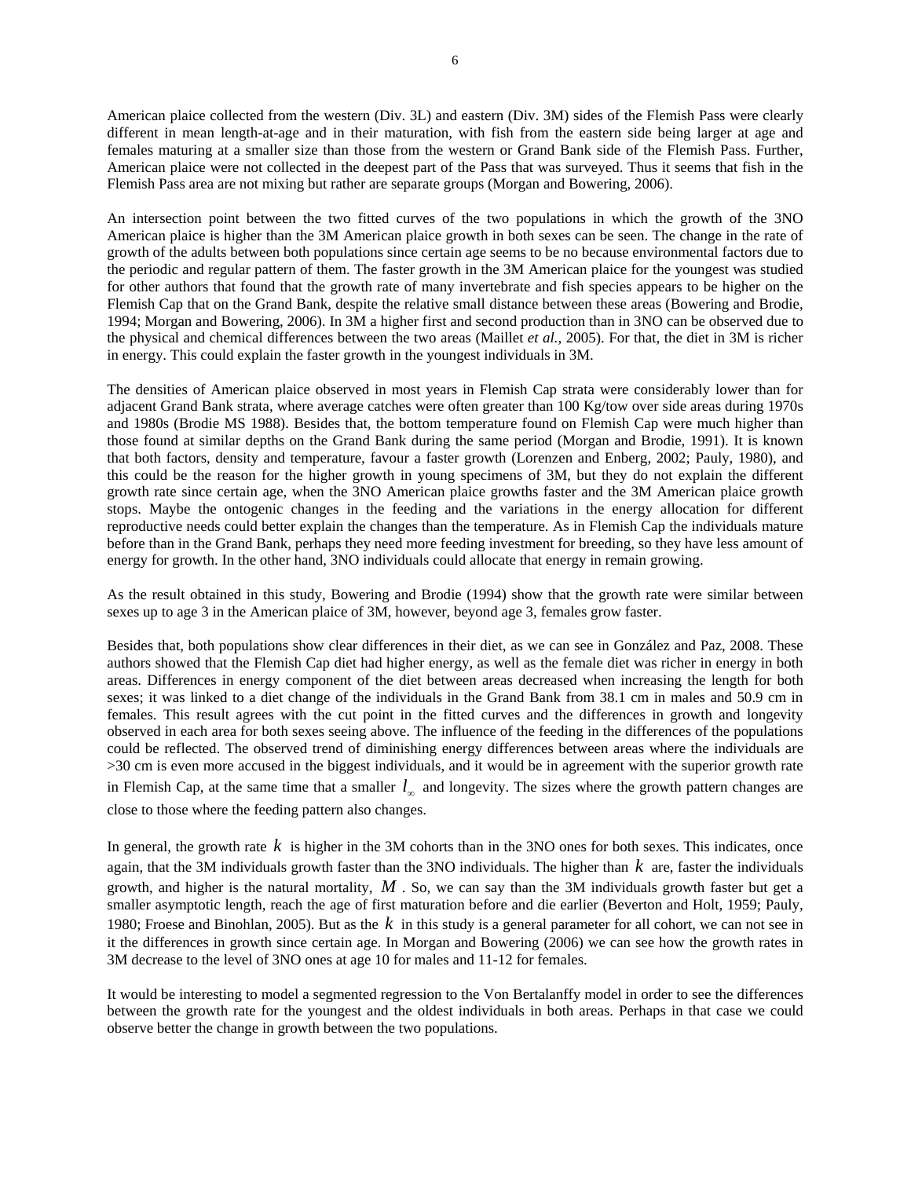American plaice collected from the western (Div. 3L) and eastern (Div. 3M) sides of the Flemish Pass were clearly different in mean length-at-age and in their maturation, with fish from the eastern side being larger at age and females maturing at a smaller size than those from the western or Grand Bank side of the Flemish Pass. Further, American plaice were not collected in the deepest part of the Pass that was surveyed. Thus it seems that fish in the Flemish Pass area are not mixing but rather are separate groups (Morgan and Bowering, 2006).

An intersection point between the two fitted curves of the two populations in which the growth of the 3NO American plaice is higher than the 3M American plaice growth in both sexes can be seen. The change in the rate of growth of the adults between both populations since certain age seems to be no because environmental factors due to the periodic and regular pattern of them. The faster growth in the 3M American plaice for the youngest was studied for other authors that found that the growth rate of many invertebrate and fish species appears to be higher on the Flemish Cap that on the Grand Bank, despite the relative small distance between these areas (Bowering and Brodie, 1994; Morgan and Bowering, 2006). In 3M a higher first and second production than in 3NO can be observed due to the physical and chemical differences between the two areas (Maillet *et al.*, 2005). For that, the diet in 3M is richer in energy. This could explain the faster growth in the youngest individuals in 3M.

The densities of American plaice observed in most years in Flemish Cap strata were considerably lower than for adjacent Grand Bank strata, where average catches were often greater than 100 Kg/tow over side areas during 1970s and 1980s (Brodie MS 1988). Besides that, the bottom temperature found on Flemish Cap were much higher than those found at similar depths on the Grand Bank during the same period (Morgan and Brodie, 1991). It is known that both factors, density and temperature, favour a faster growth (Lorenzen and Enberg, 2002; Pauly, 1980), and this could be the reason for the higher growth in young specimens of 3M, but they do not explain the different growth rate since certain age, when the 3NO American plaice growths faster and the 3M American plaice growth stops. Maybe the ontogenic changes in the feeding and the variations in the energy allocation for different reproductive needs could better explain the changes than the temperature. As in Flemish Cap the individuals mature before than in the Grand Bank, perhaps they need more feeding investment for breeding, so they have less amount of energy for growth. In the other hand, 3NO individuals could allocate that energy in remain growing.

As the result obtained in this study, Bowering and Brodie (1994) show that the growth rate were similar between sexes up to age 3 in the American plaice of 3M, however, beyond age 3, females grow faster.

Besides that, both populations show clear differences in their diet, as we can see in González and Paz, 2008. These authors showed that the Flemish Cap diet had higher energy, as well as the female diet was richer in energy in both areas. Differences in energy component of the diet between areas decreased when increasing the length for both sexes; it was linked to a diet change of the individuals in the Grand Bank from 38.1 cm in males and 50.9 cm in females. This result agrees with the cut point in the fitted curves and the differences in growth and longevity observed in each area for both sexes seeing above. The influence of the feeding in the differences of the populations could be reflected. The observed trend of diminishing energy differences between areas where the individuals are >30 cm is even more accused in the biggest individuals, and it would be in agreement with the superior growth rate in Flemish Cap, at the same time that a smaller $l_{\infty}$ and longevity. The sizes where the growth pattern changes are close to those where the feeding pattern also changes.

In general, the growth rate $k$ is higher in the 3M cohorts than in the 3NO ones for both sexes. This indicates, once again, that the 3M individuals growth faster than the 3NO individuals. The higher than $k$ are, faster the individuals growth, and higher is the natural mortality, $M$. So, we can say than the 3M individuals growth faster but get a smaller asymptotic length, reach the age of first maturation before and die earlier (Beverton and Holt, 1959; Pauly, 1980; Froese and Binohlan, 2005). But as the $k$ in this study is a general parameter for all cohort, we can not see in it the differences in growth since certain age. In Morgan and Bowering (2006) we can see how the growth rates in 3M decrease to the level of 3NO ones at age 10 for males and 11-12 for females.

It would be interesting to model a segmented regression to the Von Bertalanffy model in order to see the differences between the growth rate for the youngest and the oldest individuals in both areas. Perhaps in that case we could observe better the change in growth between the two populations.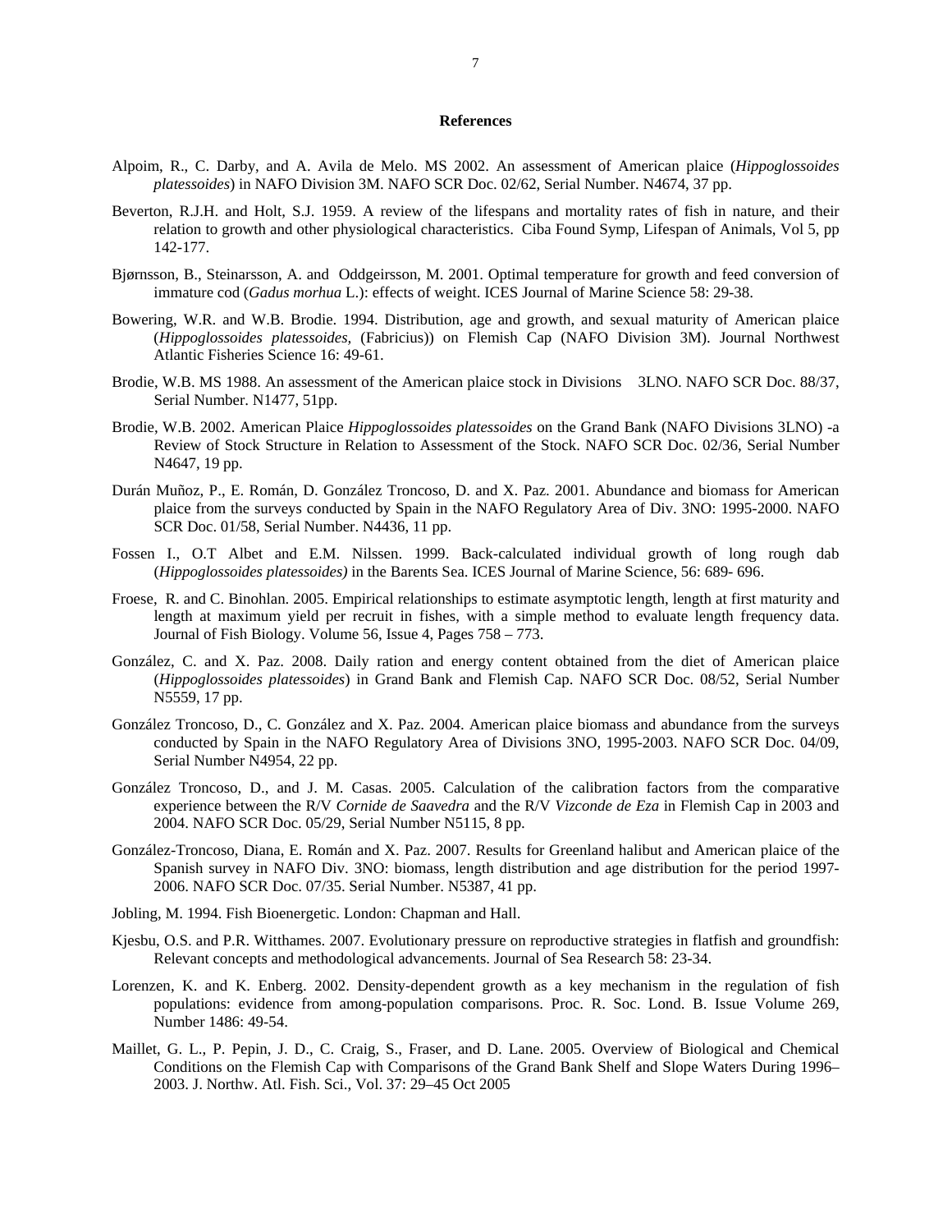**References**

Alpoim, R., C. Darby, and A. Avila de Melo. MS 2002. An assessment of American plaice (*Hippoglossoides platessoides*) in NAFO Division 3M. NAFO SCR Doc. 02/62, Serial Number. N4674, 37 pp.

Beverton, R.J.H. and Holt, S.J. 1959. A review of the lifespans and mortality rates of fish in nature, and their relation to growth and other physiological characteristics. Ciba Found Symp, Lifespan of Animals, Vol 5, pp 142-177.

Bjørnsson, B., Steinarsson, A. and Oddgeirsson, M. 2001. Optimal temperature for growth and feed conversion of immature cod (*Gadus morhua* L.): effects of weight. ICES Journal of Marine Science 58: 29-38.

Bowering, W.R. and W.B. Brodie. 1994. Distribution, age and growth, and sexual maturity of American plaice (*Hippoglossoides platessoides,* (Fabricius)) on Flemish Cap (NAFO Division 3M). Journal Northwest Atlantic Fisheries Science 16: 49-61.

Brodie, W.B. MS 1988. An assessment of the American plaice stock in Divisions 3LNO. NAFO SCR Doc. 88/37, Serial Number. N1477, 51pp.

Brodie, W.B. 2002. American Plaice *Hippoglossoides platessoides* on the Grand Bank (NAFO Divisions 3LNO) -a Review of Stock Structure in Relation to Assessment of the Stock. NAFO SCR Doc. 02/36, Serial Number N4647, 19 pp.

Durán Muñoz, P., E. Román, D. González Troncoso, D. and X. Paz. 2001. Abundance and biomass for American plaice from the surveys conducted by Spain in the NAFO Regulatory Area of Div. 3NO: 1995-2000. NAFO SCR Doc. 01/58, Serial Number. N4436, 11 pp.

Fossen I., O.T Albet and E.M. Nilssen. 1999. Back-calculated individual growth of long rough dab (*Hippoglossoides platessoides)* in the Barents Sea. ICES Journal of Marine Science, 56: 689- 696.

Froese, R. and C. Binohlan. 2005. Empirical relationships to estimate asymptotic length, length at first maturity and length at maximum yield per recruit in fishes, with a simple method to evaluate length frequency data. Journal of Fish Biology. Volume 56, Issue 4, Pages 758 – 773.

González, C. and X. Paz. 2008. Daily ration and energy content obtained from the diet of American plaice (*Hippoglossoides platessoides*) in Grand Bank and Flemish Cap. NAFO SCR Doc. 08/52, Serial Number N5559, 17 pp.

González Troncoso, D., C. González and X. Paz. 2004. American plaice biomass and abundance from the surveys conducted by Spain in the NAFO Regulatory Area of Divisions 3NO, 1995-2003. NAFO SCR Doc. 04/09, Serial Number N4954, 22 pp.

González Troncoso, D., and J. M. Casas. 2005. Calculation of the calibration factors from the comparative experience between the R/V *Cornide de Saavedra* and the R/V *Vizconde de Eza* in Flemish Cap in 2003 and 2004. NAFO SCR Doc. 05/29, Serial Number N5115, 8 pp.

González-Troncoso, Diana, E. Román and X. Paz. 2007. Results for Greenland halibut and American plaice of the Spanish survey in NAFO Div. 3NO: biomass, length distribution and age distribution for the period 1997-2006. NAFO SCR Doc. 07/35. Serial Number. N5387, 41 pp.

Jobling, M. 1994. Fish Bioenergetic. London: Chapman and Hall.

Kjesbu, O.S. and P.R. Witthames. 2007. Evolutionary pressure on reproductive strategies in flatfish and groundfish: Relevant concepts and methodological advancements. Journal of Sea Research 58: 23-34.

Lorenzen, K. and K. Enberg. 2002. Density-dependent growth as a key mechanism in the regulation of fish populations: evidence from among-population comparisons. Proc. R. Soc. Lond. B. Issue Volume 269, Number 1486: 49-54.

Maillet, G. L., P. Pepin, J. D., C. Craig, S., Fraser, and D. Lane. 2005. Overview of Biological and Chemical Conditions on the Flemish Cap with Comparisons of the Grand Bank Shelf and Slope Waters During 1996–2003. J. Northw. Atl. Fish. Sci., Vol. 37: 29–45 Oct 2005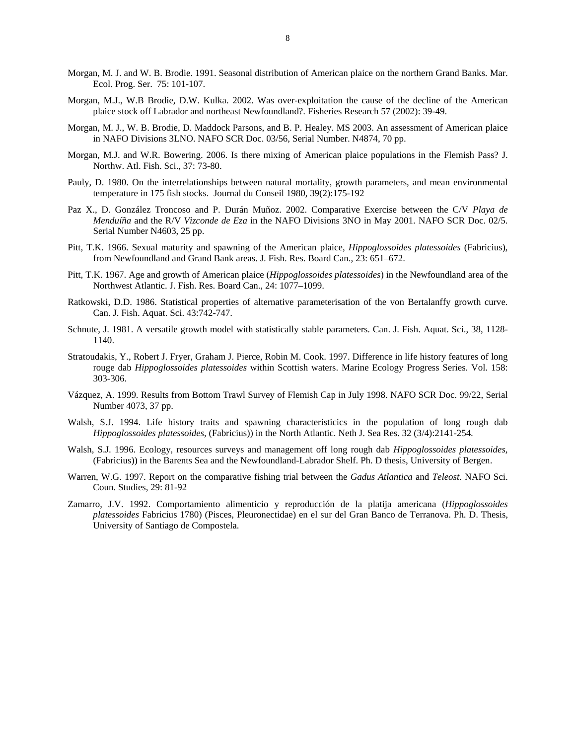Morgan, M. J. and W. B. Brodie. 1991. Seasonal distribution of American plaice on the northern Grand Banks. Mar. Ecol. Prog. Ser. 75: 101-107.

Morgan, M.J., W.B Brodie, D.W. Kulka. 2002. Was over-exploitation the cause of the decline of the American plaice stock off Labrador and northeast Newfoundland?. Fisheries Research 57 (2002): 39-49.

Morgan, M. J., W. B. Brodie, D. Maddock Parsons, and B. P. Healey. MS 2003. An assessment of American plaice in NAFO Divisions 3LNO. NAFO SCR Doc. 03/56, Serial Number. N4874, 70 pp.

Morgan, M.J. and W.R. Bowering. 2006. Is there mixing of American plaice populations in the Flemish Pass? J. Northw. Atl. Fish. Sci., 37: 73-80.

Pauly, D. 1980. On the interrelationships between natural mortality, growth parameters, and mean environmental temperature in 175 fish stocks. Journal du Conseil 1980, 39(2):175-192

Paz X., D. González Troncoso and P. Durán Muñoz. 2002. Comparative Exercise between the C/V *Playa de Menduíña* and the R/V *Vizconde de Eza* in the NAFO Divisions 3NO in May 2001. NAFO SCR Doc. 02/5. Serial Number N4603, 25 pp.

Pitt, T.K. 1966. Sexual maturity and spawning of the American plaice, *Hippoglossoides platessoides* (Fabricius), from Newfoundland and Grand Bank areas. J. Fish. Res. Board Can., 23: 651–672.

Pitt, T.K. 1967. Age and growth of American plaice (*Hippoglossoides platessoides*) in the Newfoundland area of the Northwest Atlantic. J. Fish. Res. Board Can., 24: 1077–1099.

Ratkowski, D.D. 1986. Statistical properties of alternative parameterisation of the von Bertalanffy growth curve. Can. J. Fish. Aquat. Sci. 43:742-747.

Schnute, J. 1981. A versatile growth model with statistically stable parameters. Can. J. Fish. Aquat. Sci., 38, 1128-1140.

Stratoudakis, Y., Robert J. Fryer, Graham J. Pierce, Robin M. Cook. 1997. Difference in life history features of long rouge dab *Hippoglossoides platessoides* within Scottish waters. Marine Ecology Progress Series. Vol. 158: 303-306.

Vázquez, A. 1999. Results from Bottom Trawl Survey of Flemish Cap in July 1998. NAFO SCR Doc. 99/22, Serial Number 4073, 37 pp.

Walsh, S.J. 1994. Life history traits and spawning characteristicics in the population of long rough dab *Hippoglossoides platessoides,* (Fabricius)) in the North Atlantic. Neth J. Sea Res. 32 (3/4):2141-254.

Walsh, S.J. 1996. Ecology, resources surveys and management off long rough dab *Hippoglossoides platessoides,* (Fabricius)) in the Barents Sea and the Newfoundland-Labrador Shelf. Ph. D thesis, University of Bergen.

Warren, W.G. 1997. Report on the comparative fishing trial between the *Gadus Atlantica* and *Teleost*. NAFO Sci. Coun. Studies, 29: 81-92

Zamarro, J.V. 1992. Comportamiento alimenticio y reproducción de la platija americana (*Hippoglossoides platessoides* Fabricius 1780) (Pisces, Pleuronectidae) en el sur del Gran Banco de Terranova. Ph. D. Thesis, University of Santiago de Compostela.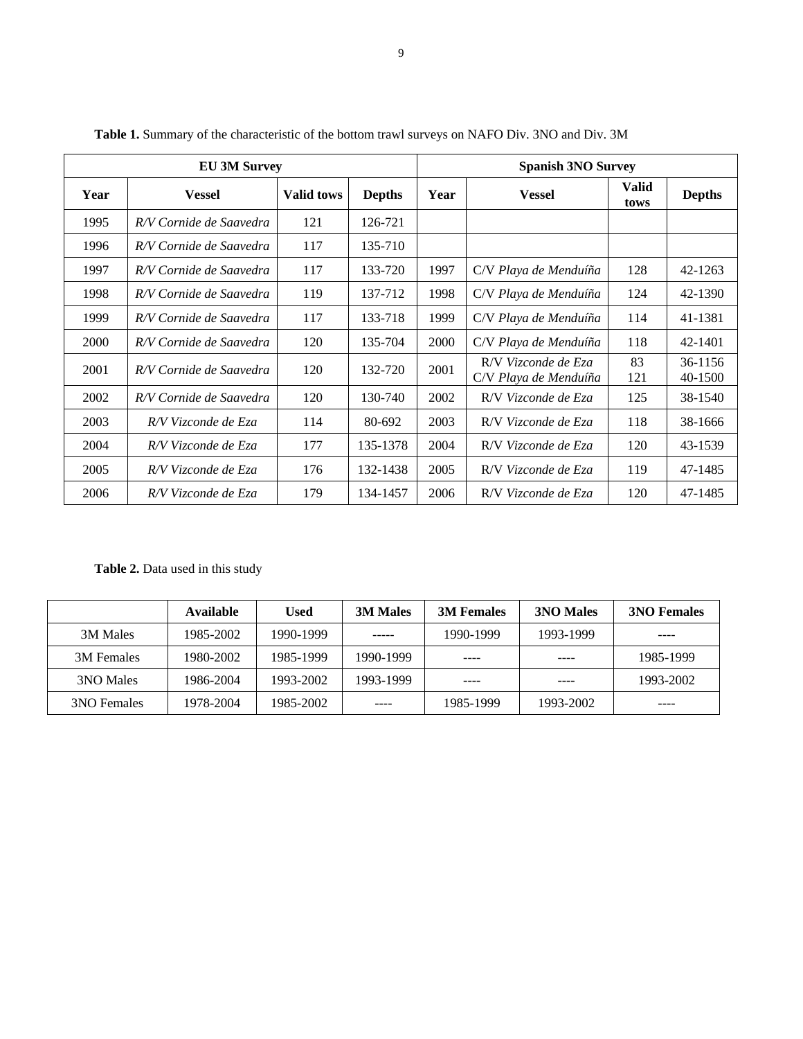**Table 1.** Summary of the characteristic of the bottom trawl surveys on NAFO Div. 3NO and Div. 3M

| EU 3M Survey | | | | Spanish 3NO Survey | | | |
|---|---|---|---|---|---|---|---|
| **Year** | **Vessel** | **Valid tows** | **Depths** | **Year** | **Vessel** | **Valid tows** | **Depths** |
| 1995 | *R/V Cornide de Saavedra* | 121 | 126-721 | | | | |
| 1996 | *R/V Cornide de Saavedra* | 117 | 135-710 | | | | |
| 1997 | *R/V Cornide de Saavedra* | 117 | 133-720 | 1997 | C/V *Playa de Menduíña* | 128 | 42-1263 |
| 1998 | *R/V Cornide de Saavedra* | 119 | 137-712 | 1998 | C/V *Playa de Menduíña* | 124 | 42-1390 |
| 1999 | *R/V Cornide de Saavedra* | 117 | 133-718 | 1999 | C/V *Playa de Menduíña* | 114 | 41-1381 |
| 2000 | *R/V Cornide de Saavedra* | 120 | 135-704 | 2000 | C/V *Playa de Menduíña* | 118 | 42-1401 |
| 2001 | *R/V Cornide de Saavedra* | 120 | 132-720 | 2001 | R/V *Vizconde de Eza*<br>C/V *Playa de Menduíña* | 83<br>121 | 36-1156<br>40-1500 |
| 2002 | *R/V Cornide de Saavedra* | 120 | 130-740 | 2002 | R/V *Vizconde de Eza* | 125 | 38-1540 |
| 2003 | *R/V Vizconde de Eza* | 114 | 80-692 | 2003 | R/V *Vizconde de Eza* | 118 | 38-1666 |
| 2004 | *R/V Vizconde de Eza* | 177 | 135-1378 | 2004 | R/V *Vizconde de Eza* | 120 | 43-1539 |
| 2005 | *R/V Vizconde de Eza* | 176 | 132-1438 | 2005 | R/V *Vizconde de Eza* | 119 | 47-1485 |
| 2006 | *R/V Vizconde de Eza* | 179 | 134-1457 | 2006 | R/V *Vizconde de Eza* | 120 | 47-1485 |

**Table 2.** Data used in this study

| | **Available** | **Used** | **3M Males** | **3M Females** | **3NO Males** | **3NO Females** |
|---|---|---|---|---|---|---|
| 3M Males | 1985-2002 | 1990-1999 | ----- | 1990-1999 | 1993-1999 | ---- |
| 3M Females | 1980-2002 | 1985-1999 | 1990-1999 | ---- | ---- | 1985-1999 |
| 3NO Males | 1986-2004 | 1993-2002 | 1993-1999 | ---- | ---- | 1993-2002 |
| 3NO Females | 1978-2004 | 1985-2002 | ---- | 1985-1999 | 1993-2002 | ---- |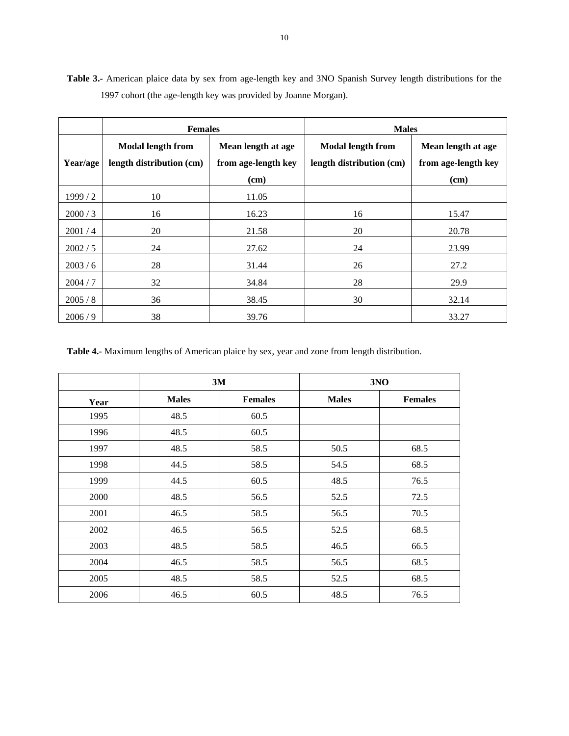**Table 3.-** American plaice data by sex from age-length key and 3NO Spanish Survey length distributions for the 1997 cohort (the age-length key was provided by Joanne Morgan).

| | Females | | Males | |
|---|---|---|---|---|
| **Year/age** | **Modal length from length distribution (cm)** | **Mean length at age from age-length key (cm)** | **Modal length from length distribution (cm)** | **Mean length at age from age-length key (cm)** |
| 1999 / 2 | 10 | 11.05 | | |
| 2000 / 3 | 16 | 16.23 | 16 | 15.47 |
| 2001 / 4 | 20 | 21.58 | 20 | 20.78 |
| 2002 / 5 | 24 | 27.62 | 24 | 23.99 |
| 2003 / 6 | 28 | 31.44 | 26 | 27.2 |
| 2004 / 7 | 32 | 34.84 | 28 | 29.9 |
| 2005 / 8 | 36 | 38.45 | 30 | 32.14 |
| 2006 / 9 | 38 | 39.76 | | 33.27 |

**Table 4.-** Maximum lengths of American plaice by sex, year and zone from length distribution.

| | 3M | | 3NO | |
|---|---|---|---|---|
| **Year** | **Males** | **Females** | **Males** | **Females** |
| 1995 | 48.5 | 60.5 | | |
| 1996 | 48.5 | 60.5 | | |
| 1997 | 48.5 | 58.5 | 50.5 | 68.5 |
| 1998 | 44.5 | 58.5 | 54.5 | 68.5 |
| 1999 | 44.5 | 60.5 | 48.5 | 76.5 |
| 2000 | 48.5 | 56.5 | 52.5 | 72.5 |
| 2001 | 46.5 | 58.5 | 56.5 | 70.5 |
| 2002 | 46.5 | 56.5 | 52.5 | 68.5 |
| 2003 | 48.5 | 58.5 | 46.5 | 66.5 |
| 2004 | 46.5 | 58.5 | 56.5 | 68.5 |
| 2005 | 48.5 | 58.5 | 52.5 | 68.5 |
| 2006 | 46.5 | 60.5 | 48.5 | 76.5 |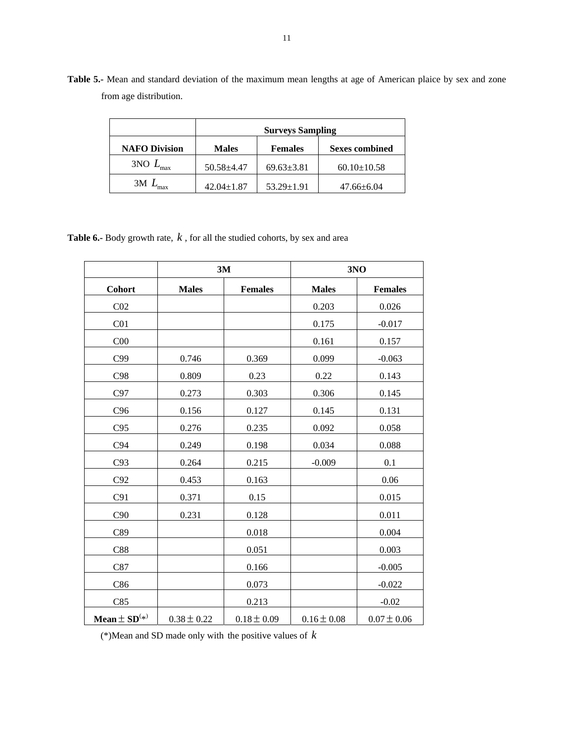**Table 5.-** Mean and standard deviation of the maximum mean lengths at age of American plaice by sex and zone from age distribution.

| | Surveys Sampling | | |
|---|---|---|---|
| **NAFO Division** | **Males** | **Females** | **Sexes combined** |
| 3NO $L_{max}$ | 50.58±4.47 | 69.63±3.81 | 60.10±10.58 |
| 3M $L_{max}$ | 42.04±1.87 | 53.29±1.91 | 47.66±6.04 |

**Table 6.-** Body growth rate, $k$, for all the studied cohorts, by sex and area

| | 3M | | 3NO | |
|---|---|---|---|---|
| **Cohort** | **Males** | **Females** | **Males** | **Females** |
| C02 | | | 0.203 | 0.026 |
| C01 | | | 0.175 | -0.017 |
| C00 | | | 0.161 | 0.157 |
| C99 | 0.746 | 0.369 | 0.099 | -0.063 |
| C98 | 0.809 | 0.23 | 0.22 | 0.143 |
| C97 | 0.273 | 0.303 | 0.306 | 0.145 |
| C96 | 0.156 | 0.127 | 0.145 | 0.131 |
| C95 | 0.276 | 0.235 | 0.092 | 0.058 |
| C94 | 0.249 | 0.198 | 0.034 | 0.088 |
| C93 | 0.264 | 0.215 | -0.009 | 0.1 |
| C92 | 0.453 | 0.163 | | 0.06 |
| C91 | 0.371 | 0.15 | | 0.015 |
| C90 | 0.231 | 0.128 | | 0.011 |
| C89 | | 0.018 | | 0.004 |
| C88 | | 0.051 | | 0.003 |
| C87 | | 0.166 | | -0.005 |
| C86 | | 0.073 | | -0.022 |
| C85 | | 0.213 | | -0.02 |
| **Mean ± SD**(*) | 0.38 ± 0.22 | 0.18 ± 0.09 | 0.16 ± 0.08 | 0.07 ± 0.06 |

(*)Mean and SD made only with the positive values of $k$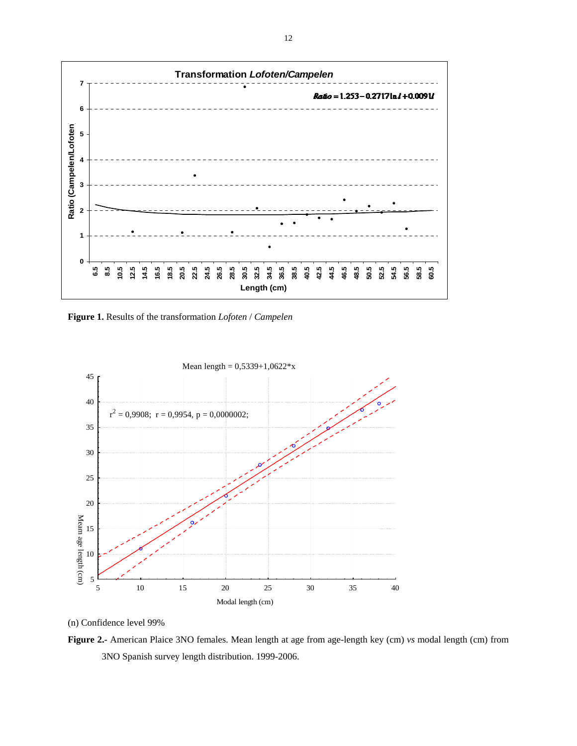**Figure 1.** Results of the transformation *Lofoten* / *Campelen*

(n) Confidence level 99%

**Figure 2.-** American Plaice 3NO females. Mean length at age from age-length key (cm) *vs* modal length (cm) from 3NO Spanish survey length distribution. 1999-2006.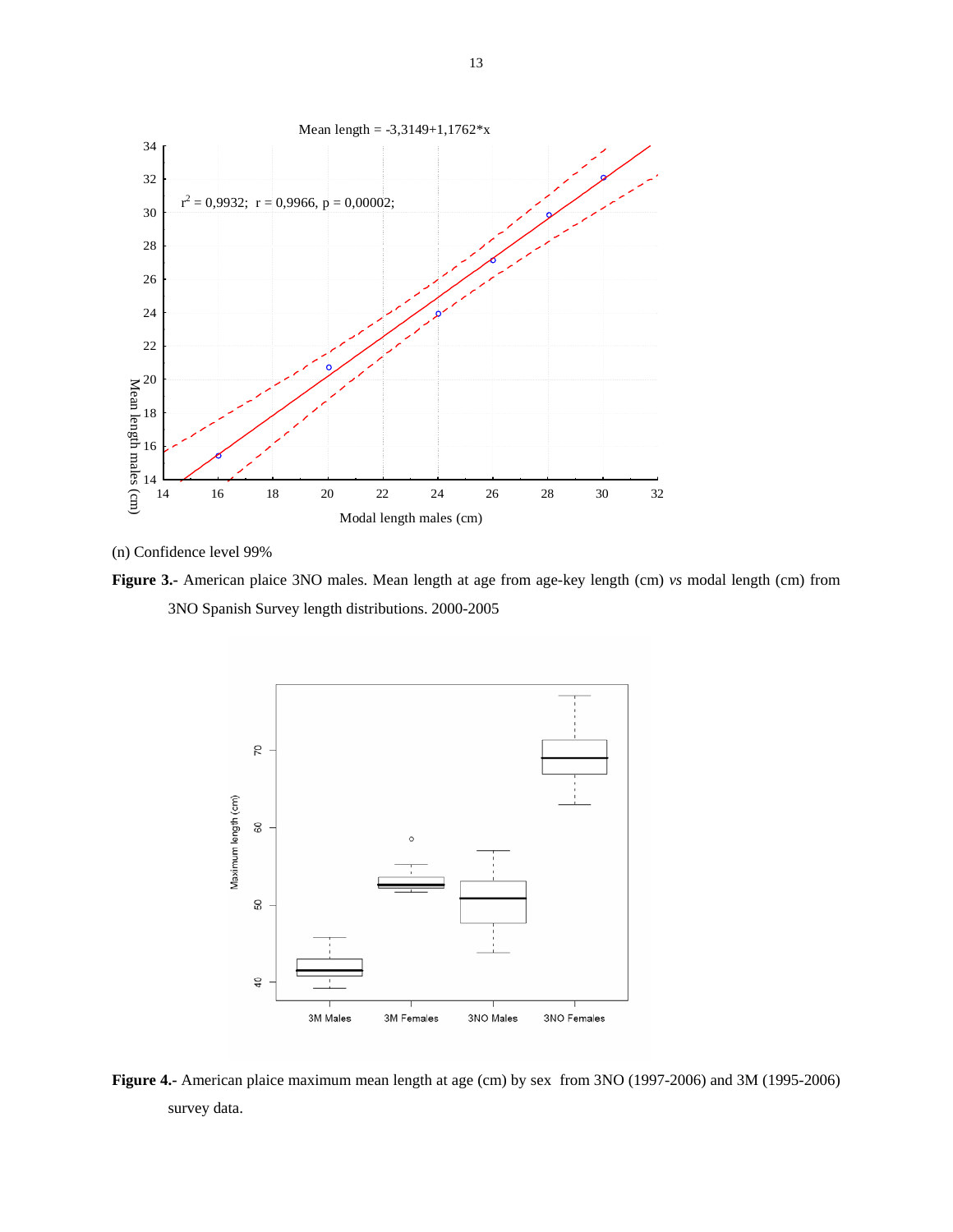(n) Confidence level 99%

**Figure 3.-** American plaice 3NO males. Mean length at age from age-key length (cm) *vs* modal length (cm) from 3NO Spanish Survey length distributions. 2000-2005

**Figure 4.-** American plaice maximum mean length at age (cm) by sex from 3NO (1997-2006) and 3M (1995-2006) survey data.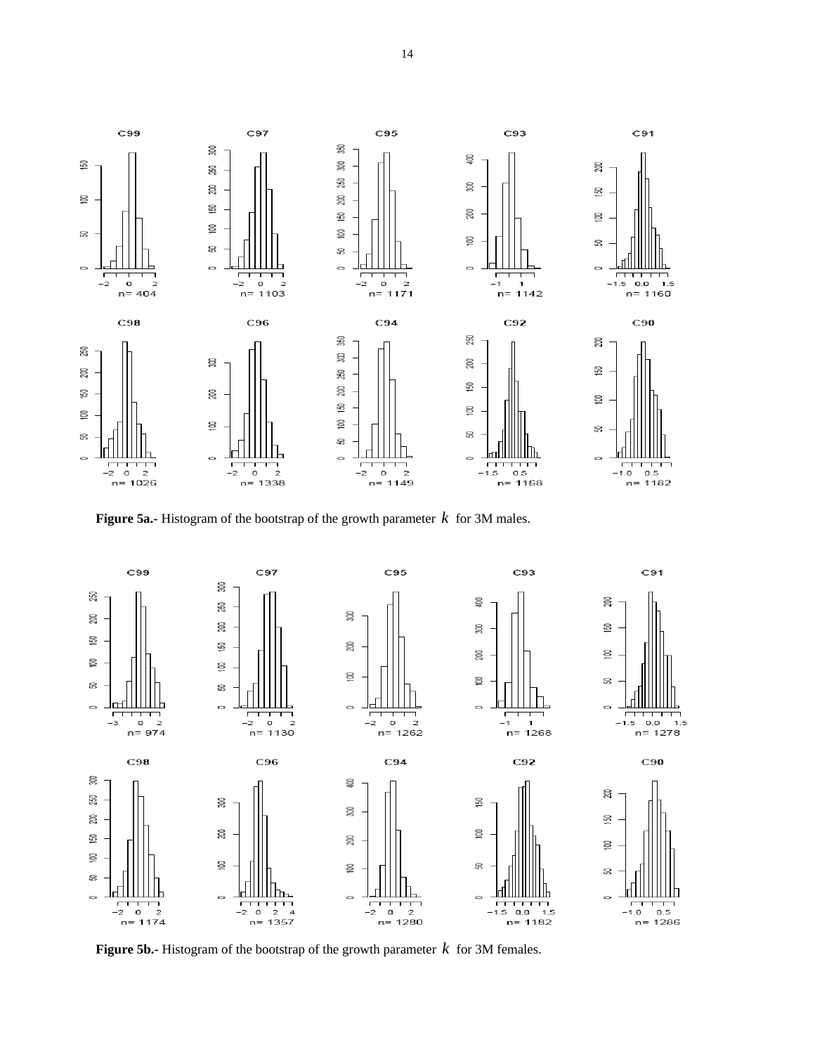**Figure 5a.-** Histogram of the bootstrap of the growth parameter $k$ for 3M males.

**Figure 5b.-** Histogram of the bootstrap of the growth parameter $k$ for 3M females.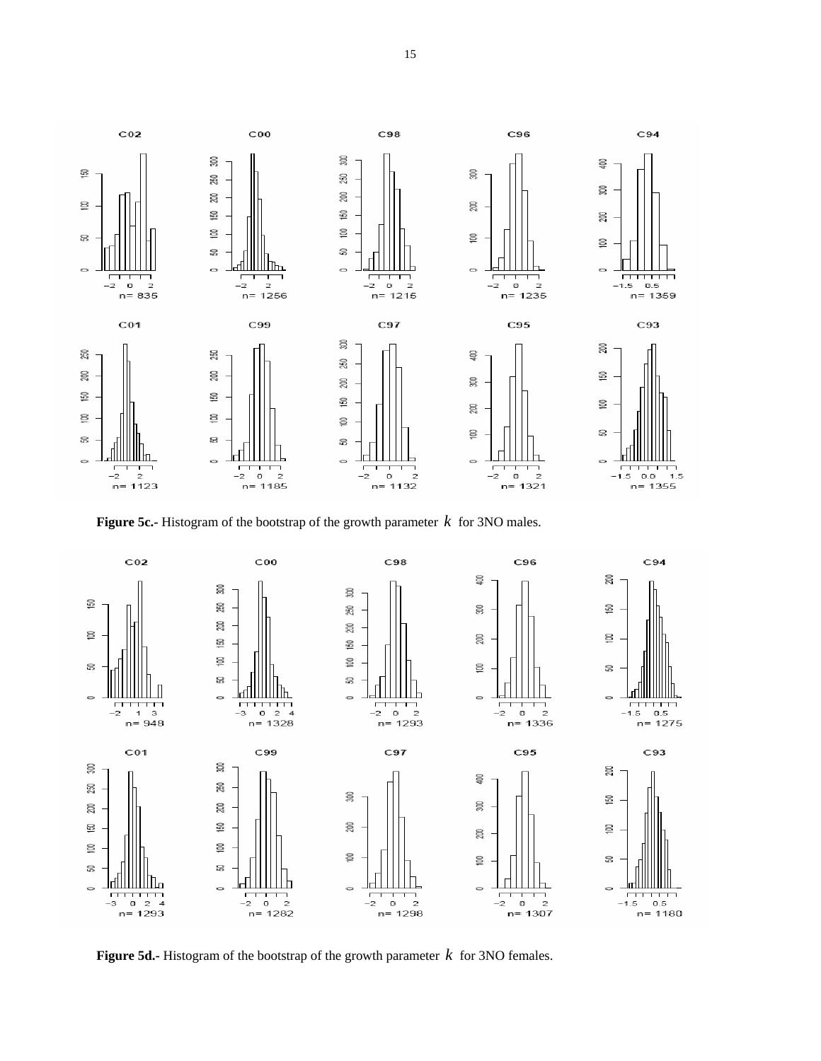**Figure 5c.-** Histogram of the bootstrap of the growth parameter $k$ for 3NO males.

**Figure 5d.-** Histogram of the bootstrap of the growth parameter $k$ for 3NO females.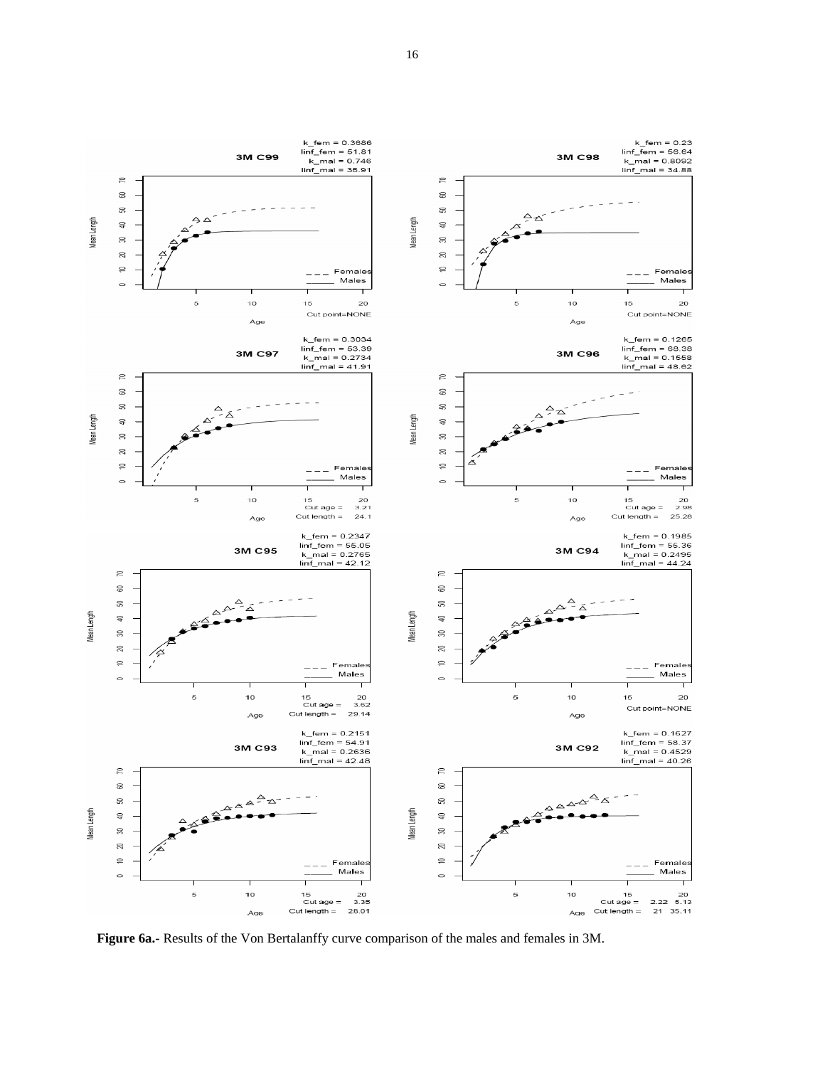**Figure 6a.-** Results of the Von Bertalanffy curve comparison of the males and females in 3M.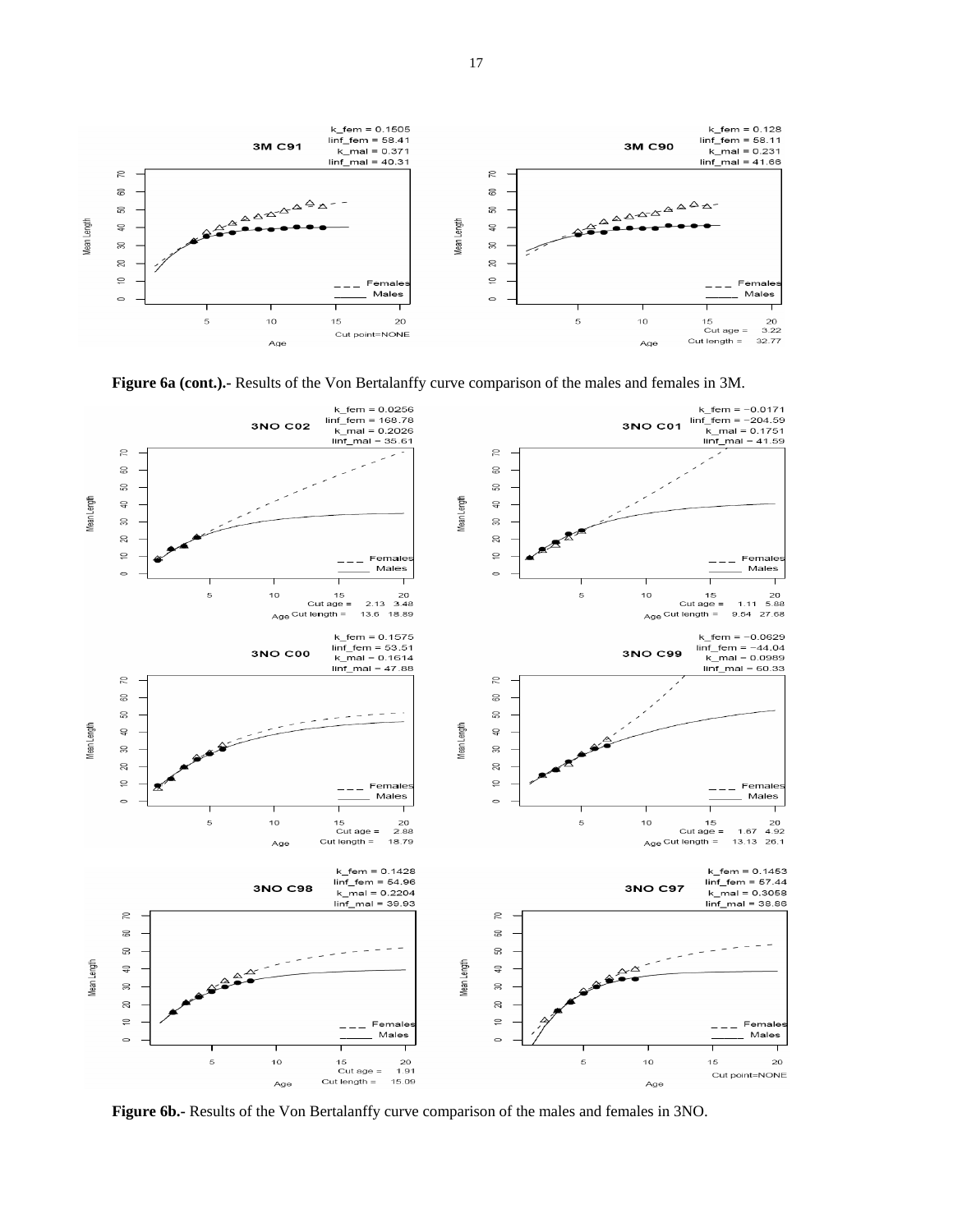**Figure 6a (cont.).-** Results of the Von Bertalanffy curve comparison of the males and females in 3M.

**Figure 6b.-** Results of the Von Bertalanffy curve comparison of the males and females in 3NO.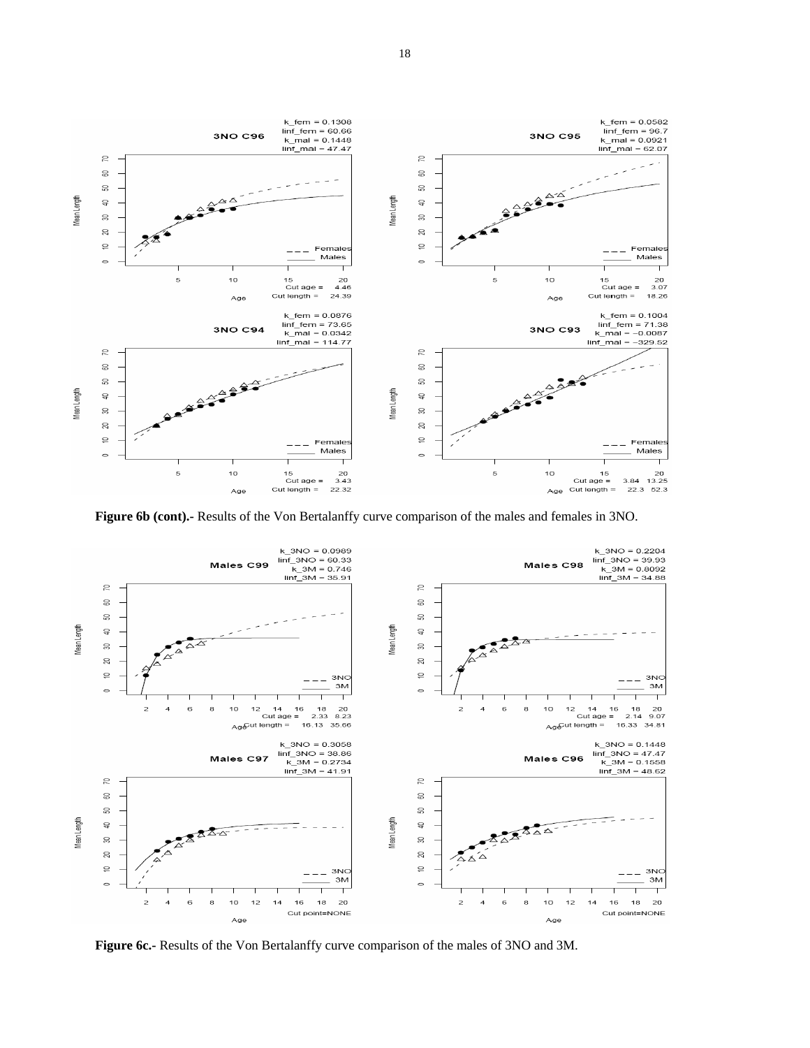**Figure 6b (cont).-** Results of the Von Bertalanffy curve comparison of the males and females in 3NO.

**Figure 6c.-** Results of the Von Bertalanffy curve comparison of the males of 3NO and 3M.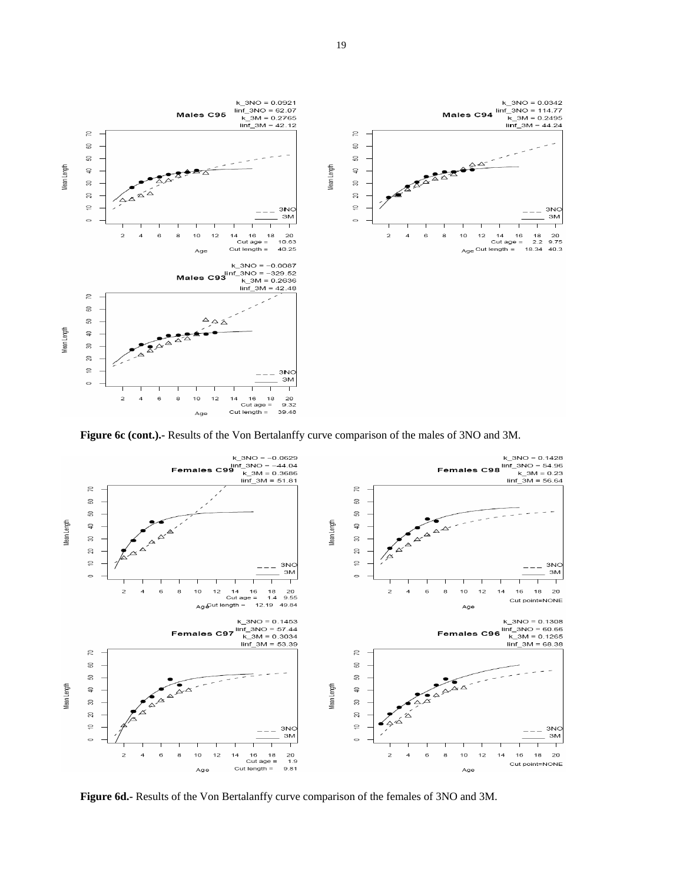**Figure 6c (cont.).**- Results of the Von Bertalanffy curve comparison of the males of 3NO and 3M.

**Figure 6d.**- Results of the Von Bertalanffy curve comparison of the females of 3NO and 3M.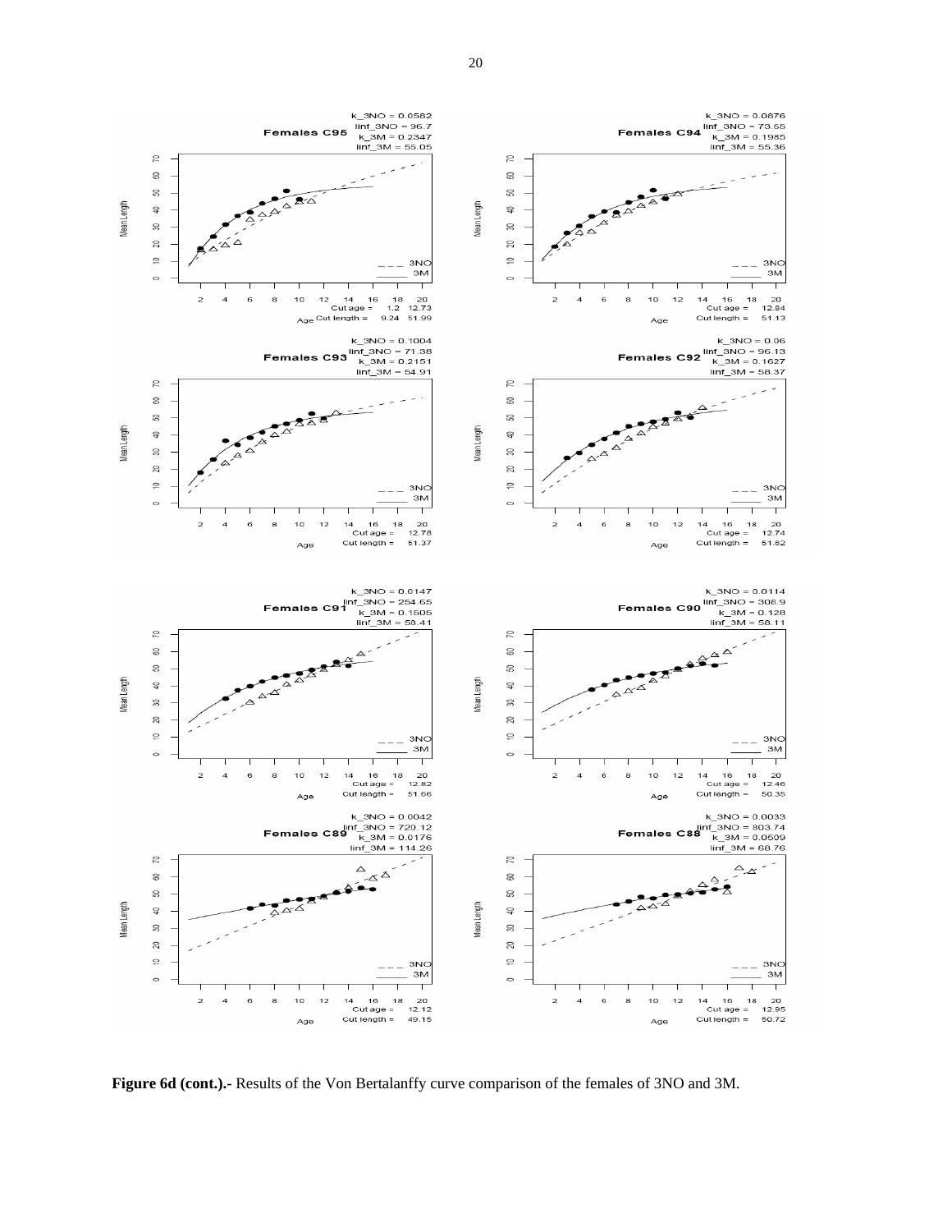**Figure 6d (cont.).-** Results of the Von Bertalanffy curve comparison of the females of 3NO and 3M.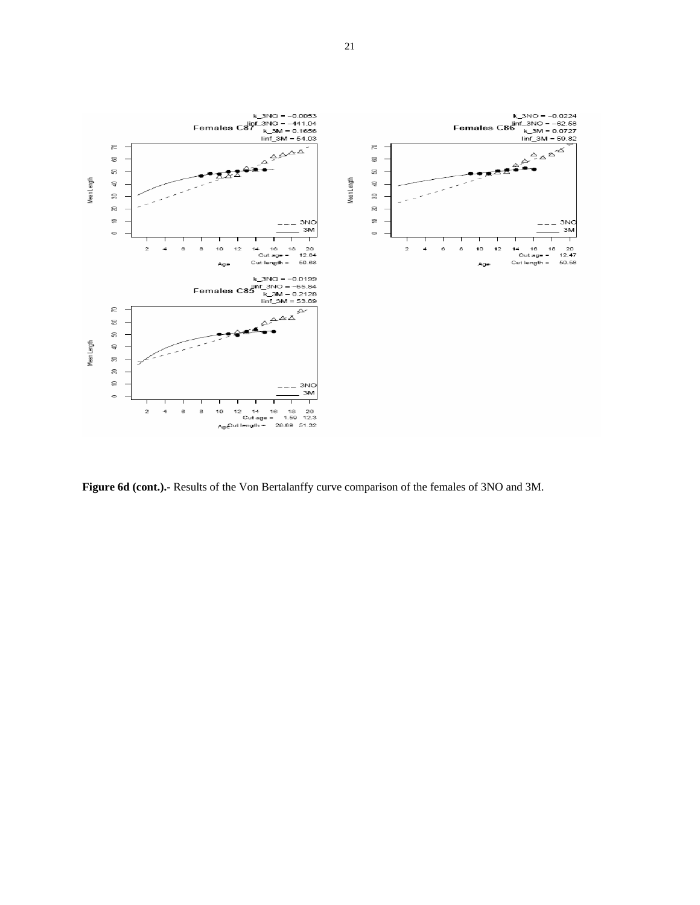Females C87

k_3NO = -0.0053
linf_3NO = -441.04
k_3M = 0.1656
linf_3M = 54.03

Mean Length

Age

Cut age = 12.64
Cut length = 50.68

3NO
3M

Females C86

k_3NO = -0.0224
linf_3NO = -62.58
k_3M = 0.0727
linf_3M = 59.82

Mean Length

Age

Cut age = 12.47
Cut length = 50.58

3NO
3M

Females C85

k_3NO = -0.0199
linf_3NO = -65.84
k_3M = 0.2128
linf_3M = 53.69

Mean Length

Age

Cut age = 1.50 12.3
Cut length = 26.69 51.32

3NO
3M

**Figure 6d (cont.).-** Results of the Von Bertalanffy curve comparison of the females of 3NO and 3M.